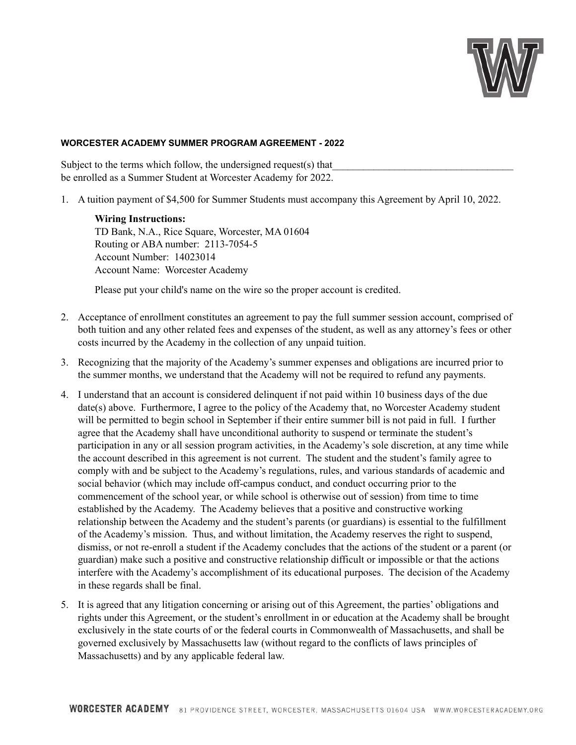**WORCESTER ACADEMY SUMMER PROGRAM AGREEMENT - 2022**

Subject to the terms which follow, the undersigned request(s) that\_\_\_\_\_\_\_\_\_\_\_\_\_\_\_\_\_\_\_\_\_\_\_\_\_\_\_\_\_\_\_\_\_\_\_ be enrolled as a Summer Student at Worcester Academy for 2022.

1. A tuition payment of $4,500 for Summer Students must accompany this Agreement by April 10, 2022.

   **Wiring Instructions:**
   TD Bank, N.A., Rice Square, Worcester, MA 01604
   Routing or ABA number: 2113-7054-5
   Account Number: 14023014
   Account Name: Worcester Academy

   Please put your child's name on the wire so the proper account is credited.

2. Acceptance of enrollment constitutes an agreement to pay the full summer session account, comprised of both tuition and any other related fees and expenses of the student, as well as any attorney's fees or other costs incurred by the Academy in the collection of any unpaid tuition.

3. Recognizing that the majority of the Academy's summer expenses and obligations are incurred prior to the summer months, we understand that the Academy will not be required to refund any payments.

4. I understand that an account is considered delinquent if not paid within 10 business days of the due date(s) above. Furthermore, I agree to the policy of the Academy that, no Worcester Academy student will be permitted to begin school in September if their entire summer bill is not paid in full. I further agree that the Academy shall have unconditional authority to suspend or terminate the student's participation in any or all session program activities, in the Academy's sole discretion, at any time while the account described in this agreement is not current. The student and the student's family agree to comply with and be subject to the Academy's regulations, rules, and various standards of academic and social behavior (which may include off-campus conduct, and conduct occurring prior to the commencement of the school year, or while school is otherwise out of session) from time to time established by the Academy. The Academy believes that a positive and constructive working relationship between the Academy and the student's parents (or guardians) is essential to the fulfillment of the Academy's mission. Thus, and without limitation, the Academy reserves the right to suspend, dismiss, or not re-enroll a student if the Academy concludes that the actions of the student or a parent (or guardian) make such a positive and constructive relationship difficult or impossible or that the actions interfere with the Academy's accomplishment of its educational purposes. The decision of the Academy in these regards shall be final.

5. It is agreed that any litigation concerning or arising out of this Agreement, the parties' obligations and rights under this Agreement, or the student's enrollment in or education at the Academy shall be brought exclusively in the state courts of or the federal courts in Commonwealth of Massachusetts, and shall be governed exclusively by Massachusetts law (without regard to the conflicts of laws principles of Massachusetts) and by any applicable federal law.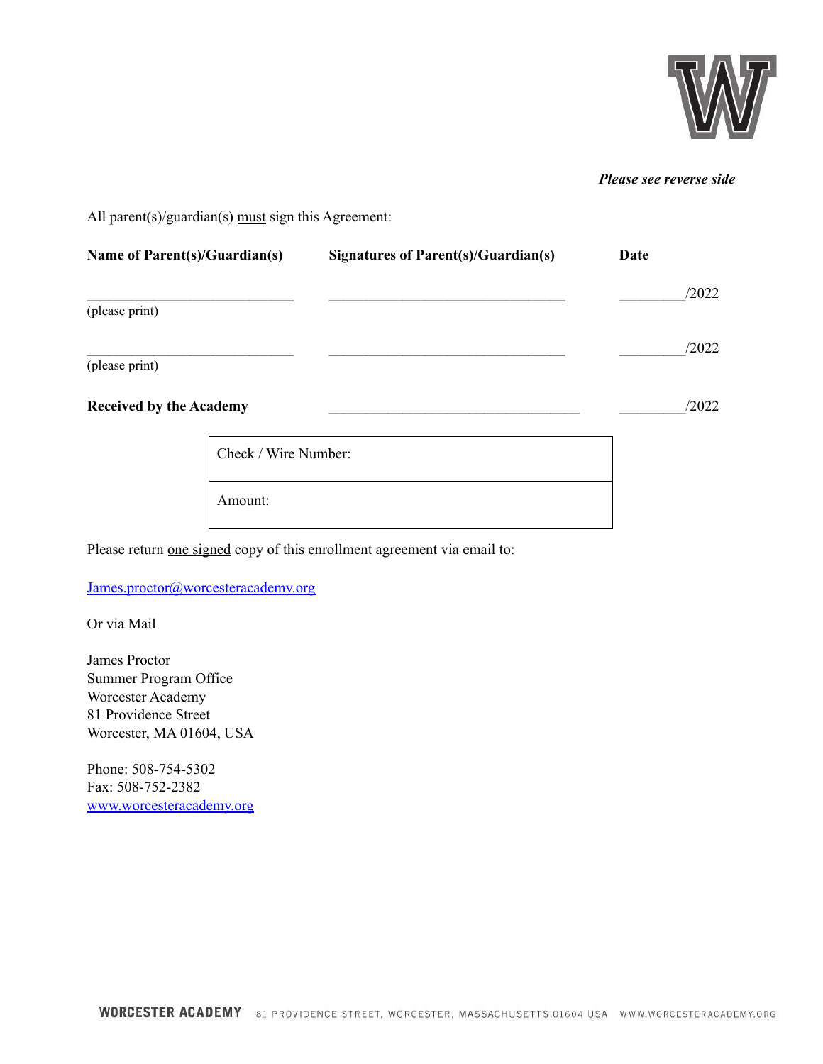*Please see reverse side*

All parent(s)/guardian(s) must sign this Agreement:

| Name of Parent(s)/Guardian(s) | Signatures of Parent(s)/Guardian(s) | Date |
|---|---|---|
| ______________________________ (please print) | __________________________________ | _________/2022 |
| ______________________________ (please print) | __________________________________ | _________/2022 |
| **Received by the Academy** | ____________________________________ | _________/2022 |

| | |
|---|---|
| Check / Wire Number: | |
| Amount: | |

Please return one signed copy of this enrollment agreement via email to:

James.proctor@worcesteracademy.org

Or via Mail

James Proctor
Summer Program Office
Worcester Academy
81 Providence Street
Worcester, MA 01604, USA

Phone: 508-754-5302
Fax: 508-752-2382
www.worcesteracademy.org